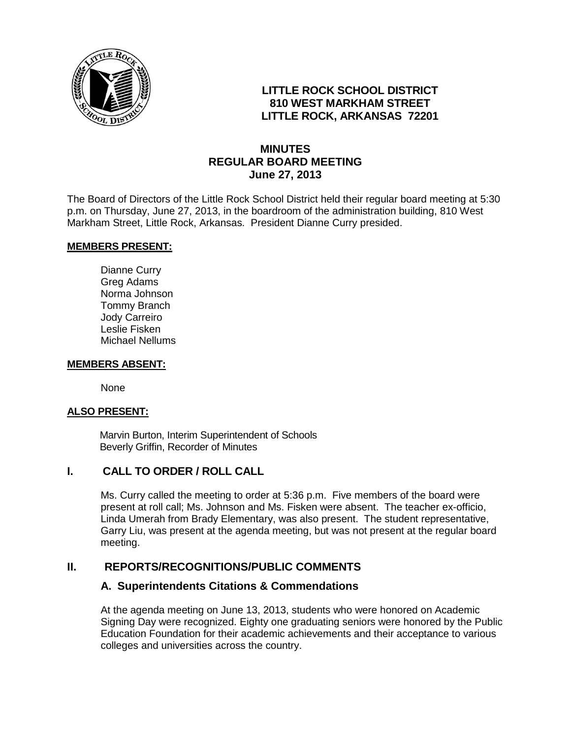**LITTLE ROCK SCHOOL DISTRICT**
**810 WEST MARKHAM STREET**
**LITTLE ROCK, ARKANSAS 72201**

# MINUTES
# REGULAR BOARD MEETING
# June 27, 2013

The Board of Directors of the Little Rock School District held their regular board meeting at 5:30 p.m. on Thursday, June 27, 2013, in the boardroom of the administration building, 810 West Markham Street, Little Rock, Arkansas. President Dianne Curry presided.

**MEMBERS PRESENT:**

Dianne Curry
Greg Adams
Norma Johnson
Tommy Branch
Jody Carreiro
Leslie Fisken
Michael Nellums

**MEMBERS ABSENT:**

None

**ALSO PRESENT:**

Marvin Burton, Interim Superintendent of Schools
Beverly Griffin, Recorder of Minutes

## I. CALL TO ORDER / ROLL CALL

Ms. Curry called the meeting to order at 5:36 p.m. Five members of the board were present at roll call; Ms. Johnson and Ms. Fisken were absent. The teacher ex-officio, Linda Umerah from Brady Elementary, was also present. The student representative, Garry Liu, was present at the agenda meeting, but was not present at the regular board meeting.

## II. REPORTS/RECOGNITIONS/PUBLIC COMMENTS

### A. Superintendents Citations & Commendations

At the agenda meeting on June 13, 2013, students who were honored on Academic Signing Day were recognized. Eighty one graduating seniors were honored by the Public Education Foundation for their academic achievements and their acceptance to various colleges and universities across the country.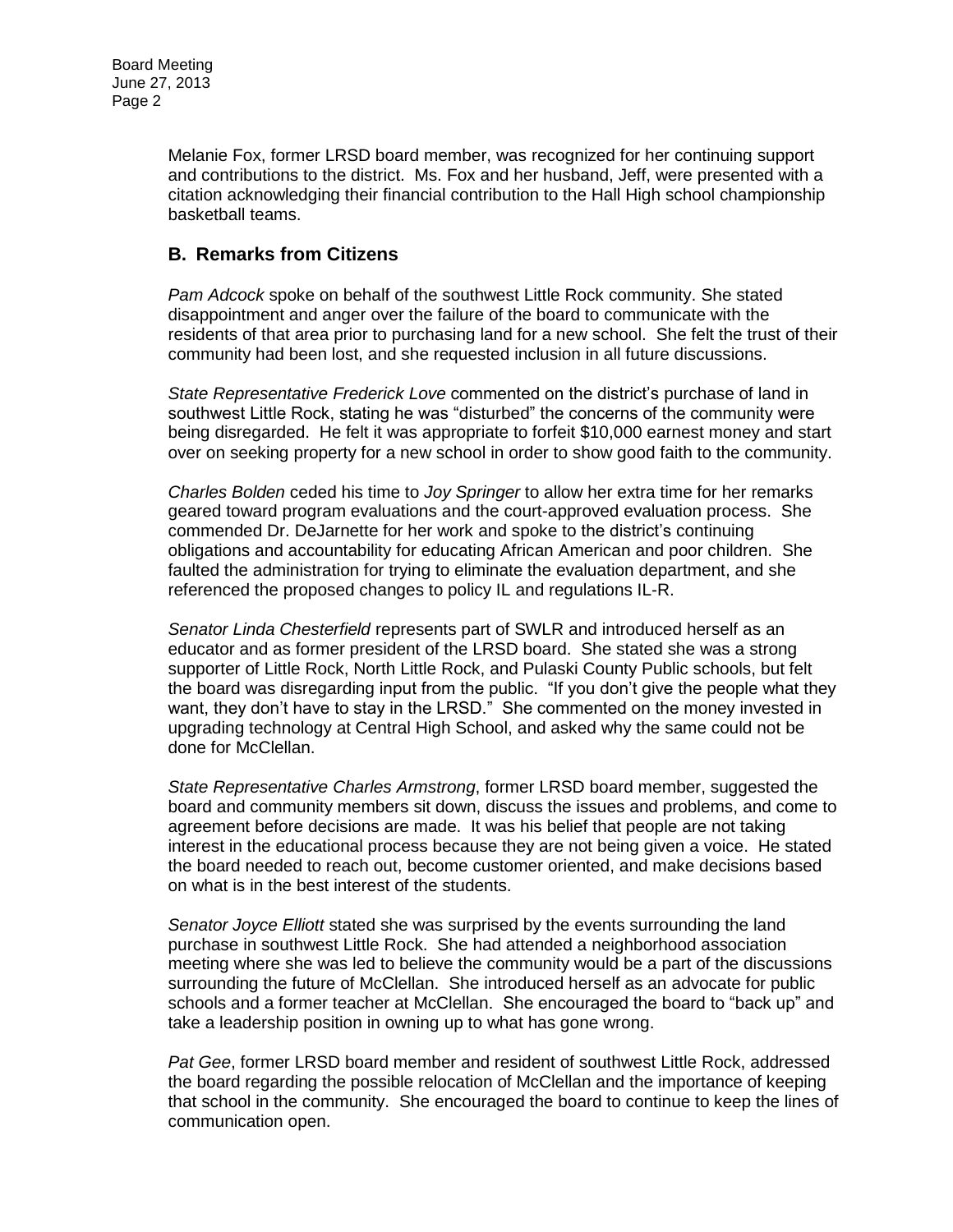Melanie Fox, former LRSD board member, was recognized for her continuing support and contributions to the district. Ms. Fox and her husband, Jeff, were presented with a citation acknowledging their financial contribution to the Hall High school championship basketball teams.

## B. Remarks from Citizens

*Pam Adcock* spoke on behalf of the southwest Little Rock community. She stated disappointment and anger over the failure of the board to communicate with the residents of that area prior to purchasing land for a new school. She felt the trust of their community had been lost, and she requested inclusion in all future discussions.

*State Representative Frederick Love* commented on the district's purchase of land in southwest Little Rock, stating he was "disturbed" the concerns of the community were being disregarded. He felt it was appropriate to forfeit $10,000 earnest money and start over on seeking property for a new school in order to show good faith to the community.

*Charles Bolden* ceded his time to *Joy Springer* to allow her extra time for her remarks geared toward program evaluations and the court-approved evaluation process. She commended Dr. DeJarnette for her work and spoke to the district's continuing obligations and accountability for educating African American and poor children. She faulted the administration for trying to eliminate the evaluation department, and she referenced the proposed changes to policy IL and regulations IL-R.

*Senator Linda Chesterfield* represents part of SWLR and introduced herself as an educator and as former president of the LRSD board. She stated she was a strong supporter of Little Rock, North Little Rock, and Pulaski County Public schools, but felt the board was disregarding input from the public. "If you don't give the people what they want, they don't have to stay in the LRSD." She commented on the money invested in upgrading technology at Central High School, and asked why the same could not be done for McClellan.

*State Representative Charles Armstrong*, former LRSD board member, suggested the board and community members sit down, discuss the issues and problems, and come to agreement before decisions are made. It was his belief that people are not taking interest in the educational process because they are not being given a voice. He stated the board needed to reach out, become customer oriented, and make decisions based on what is in the best interest of the students.

*Senator Joyce Elliott* stated she was surprised by the events surrounding the land purchase in southwest Little Rock. She had attended a neighborhood association meeting where she was led to believe the community would be a part of the discussions surrounding the future of McClellan. She introduced herself as an advocate for public schools and a former teacher at McClellan. She encouraged the board to "back up" and take a leadership position in owning up to what has gone wrong.

*Pat Gee*, former LRSD board member and resident of southwest Little Rock, addressed the board regarding the possible relocation of McClellan and the importance of keeping that school in the community. She encouraged the board to continue to keep the lines of communication open.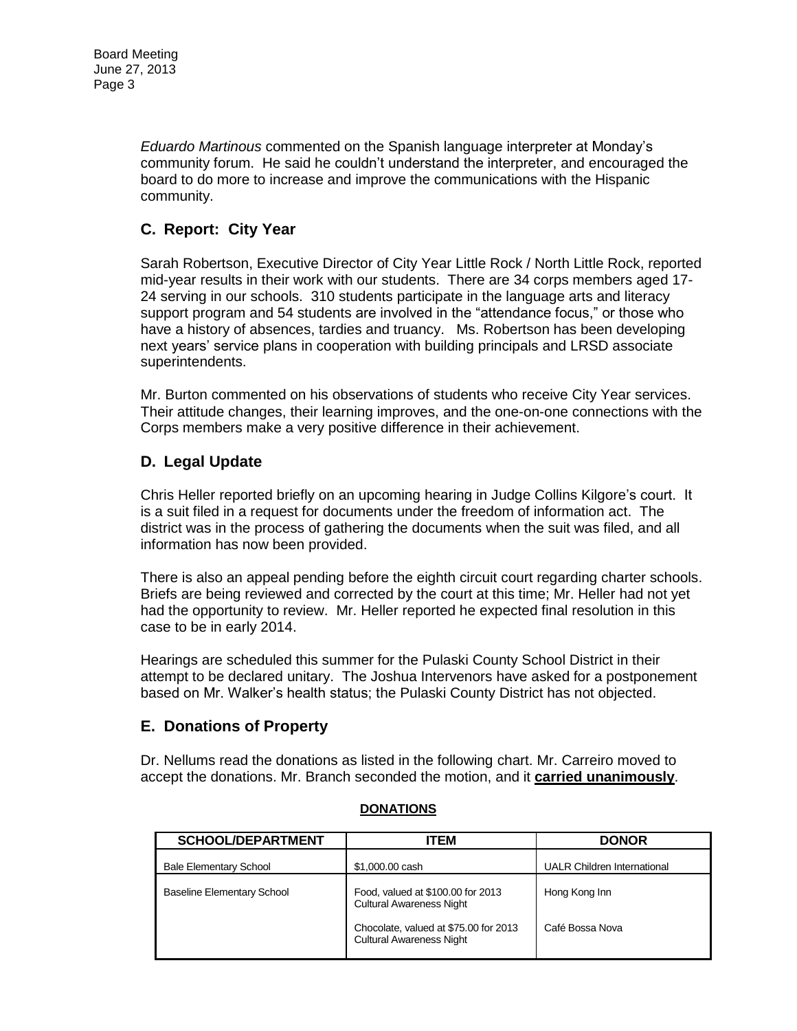*Eduardo Martinous* commented on the Spanish language interpreter at Monday's community forum. He said he couldn't understand the interpreter, and encouraged the board to do more to increase and improve the communications with the Hispanic community.

## C. Report: City Year

Sarah Robertson, Executive Director of City Year Little Rock / North Little Rock, reported mid-year results in their work with our students. There are 34 corps members aged 17-24 serving in our schools. 310 students participate in the language arts and literacy support program and 54 students are involved in the "attendance focus," or those who have a history of absences, tardies and truancy. Ms. Robertson has been developing next years' service plans in cooperation with building principals and LRSD associate superintendents.

Mr. Burton commented on his observations of students who receive City Year services. Their attitude changes, their learning improves, and the one-on-one connections with the Corps members make a very positive difference in their achievement.

## D. Legal Update

Chris Heller reported briefly on an upcoming hearing in Judge Collins Kilgore's court. It is a suit filed in a request for documents under the freedom of information act. The district was in the process of gathering the documents when the suit was filed, and all information has now been provided.

There is also an appeal pending before the eighth circuit court regarding charter schools. Briefs are being reviewed and corrected by the court at this time; Mr. Heller had not yet had the opportunity to review. Mr. Heller reported he expected final resolution in this case to be in early 2014.

Hearings are scheduled this summer for the Pulaski County School District in their attempt to be declared unitary. The Joshua Intervenors have asked for a postponement based on Mr. Walker's health status; the Pulaski County District has not objected.

## E. Donations of Property

Dr. Nellums read the donations as listed in the following chart. Mr. Carreiro moved to accept the donations. Mr. Branch seconded the motion, and it **carried unanimously**.

**DONATIONS**

| SCHOOL/DEPARTMENT | ITEM | DONOR |
|---|---|---|
| Bale Elementary School | $1,000.00 cash | UALR Children International |
| Baseline Elementary School | Food, valued at $100.00 for 2013 Cultural Awareness Night | Hong Kong Inn |
| | Chocolate, valued at $75.00 for 2013 Cultural Awareness Night | Café Bossa Nova |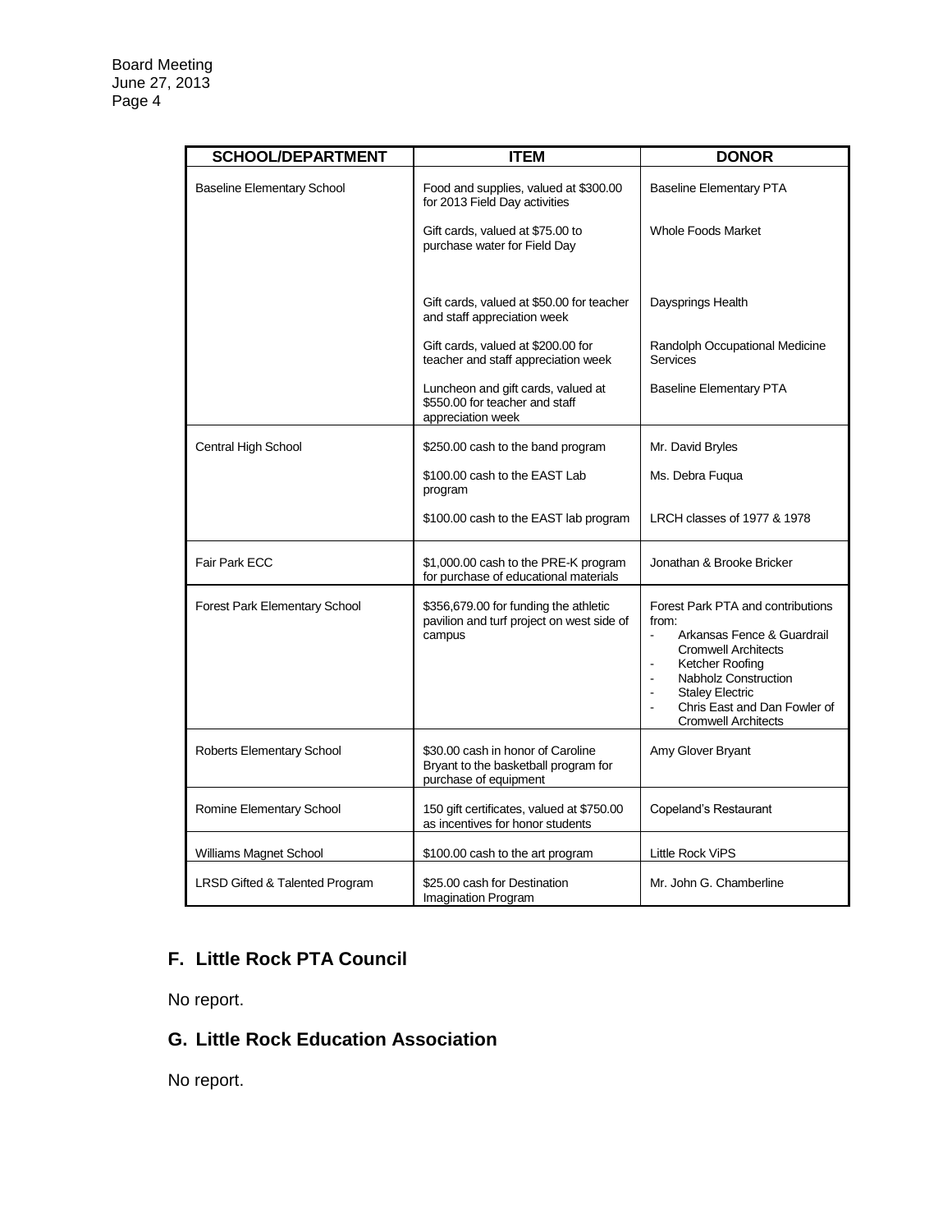| SCHOOL/DEPARTMENT | ITEM | DONOR |
|---|---|---|
| Baseline Elementary School | Food and supplies, valued at $300.00 for 2013 Field Day activities | Baseline Elementary PTA |
| | Gift cards, valued at $75.00 to purchase water for Field Day | Whole Foods Market |
| | Gift cards, valued at $50.00 for teacher and staff appreciation week | Daysprings Health |
| | Gift cards, valued at $200.00 for teacher and staff appreciation week | Randolph Occupational Medicine Services |
| | Luncheon and gift cards, valued at $550.00 for teacher and staff appreciation week | Baseline Elementary PTA |
| Central High School | $250.00 cash to the band program | Mr. David Bryles |
| | $100.00 cash to the EAST Lab program | Ms. Debra Fuqua |
| | $100.00 cash to the EAST lab program | LRCH classes of 1977 & 1978 |
| Fair Park ECC | $1,000.00 cash to the PRE-K program for purchase of educational materials | Jonathan & Brooke Bricker |
| Forest Park Elementary School | $356,679.00 for funding the athletic pavilion and turf project on west side of campus | Forest Park PTA and contributions from: <br>- Arkansas Fence & Guardrail Cromwell Architects <br>- Ketcher Roofing <br>- Nabholz Construction <br>- Staley Electric <br>- Chris East and Dan Fowler of Cromwell Architects |
| Roberts Elementary School | $30.00 cash in honor of Caroline Bryant to the basketball program for purchase of equipment | Amy Glover Bryant |
| Romine Elementary School | 150 gift certificates, valued at $750.00 as incentives for honor students | Copeland's Restaurant |
| Williams Magnet School | $100.00 cash to the art program | Little Rock ViPS |
| LRSD Gifted & Talented Program | $25.00 cash for Destination Imagination Program | Mr. John G. Chamberline |

## F. Little Rock PTA Council

No report.

## G. Little Rock Education Association

No report.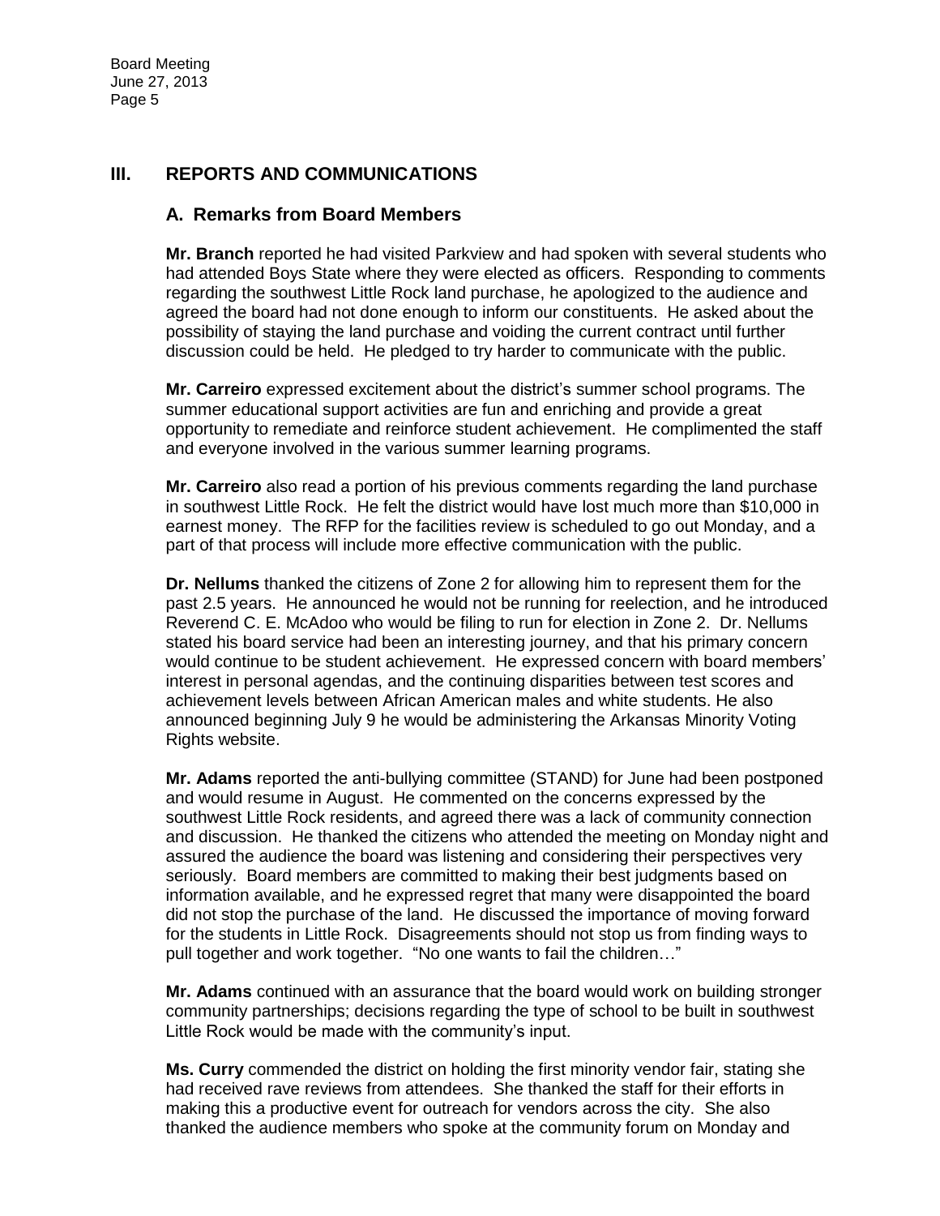## III. REPORTS AND COMMUNICATIONS

### A. Remarks from Board Members

**Mr. Branch** reported he had visited Parkview and had spoken with several students who had attended Boys State where they were elected as officers. Responding to comments regarding the southwest Little Rock land purchase, he apologized to the audience and agreed the board had not done enough to inform our constituents. He asked about the possibility of staying the land purchase and voiding the current contract until further discussion could be held. He pledged to try harder to communicate with the public.

**Mr. Carreiro** expressed excitement about the district's summer school programs. The summer educational support activities are fun and enriching and provide a great opportunity to remediate and reinforce student achievement. He complimented the staff and everyone involved in the various summer learning programs.

**Mr. Carreiro** also read a portion of his previous comments regarding the land purchase in southwest Little Rock. He felt the district would have lost much more than $10,000 in earnest money. The RFP for the facilities review is scheduled to go out Monday, and a part of that process will include more effective communication with the public.

**Dr. Nellums** thanked the citizens of Zone 2 for allowing him to represent them for the past 2.5 years. He announced he would not be running for reelection, and he introduced Reverend C. E. McAdoo who would be filing to run for election in Zone 2. Dr. Nellums stated his board service had been an interesting journey, and that his primary concern would continue to be student achievement. He expressed concern with board members' interest in personal agendas, and the continuing disparities between test scores and achievement levels between African American males and white students. He also announced beginning July 9 he would be administering the Arkansas Minority Voting Rights website.

**Mr. Adams** reported the anti-bullying committee (STAND) for June had been postponed and would resume in August. He commented on the concerns expressed by the southwest Little Rock residents, and agreed there was a lack of community connection and discussion. He thanked the citizens who attended the meeting on Monday night and assured the audience the board was listening and considering their perspectives very seriously. Board members are committed to making their best judgments based on information available, and he expressed regret that many were disappointed the board did not stop the purchase of the land. He discussed the importance of moving forward for the students in Little Rock. Disagreements should not stop us from finding ways to pull together and work together. "No one wants to fail the children…"

**Mr. Adams** continued with an assurance that the board would work on building stronger community partnerships; decisions regarding the type of school to be built in southwest Little Rock would be made with the community's input.

**Ms. Curry** commended the district on holding the first minority vendor fair, stating she had received rave reviews from attendees. She thanked the staff for their efforts in making this a productive event for outreach for vendors across the city. She also thanked the audience members who spoke at the community forum on Monday and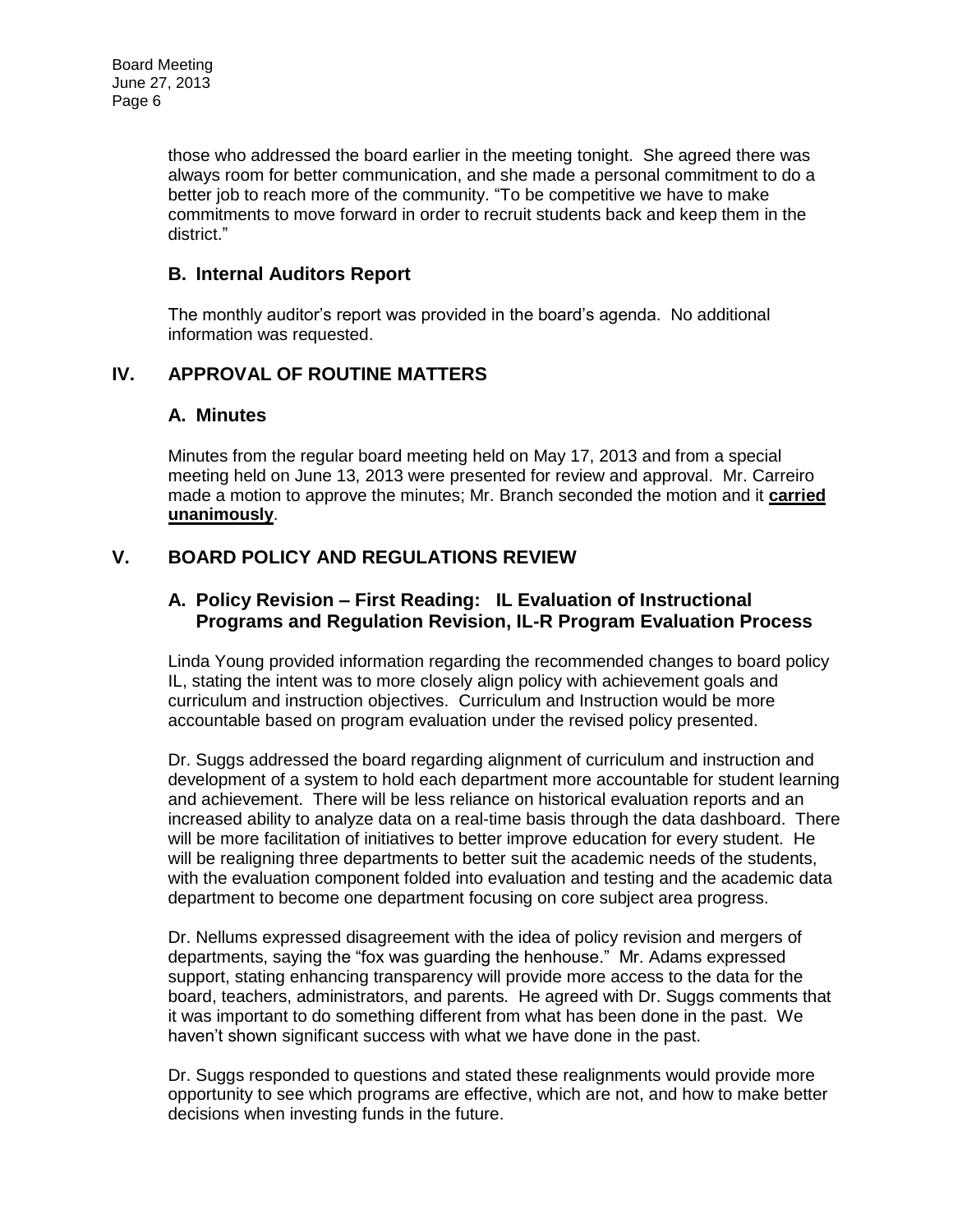those who addressed the board earlier in the meeting tonight. She agreed there was always room for better communication, and she made a personal commitment to do a better job to reach more of the community. "To be competitive we have to make commitments to move forward in order to recruit students back and keep them in the district."

### B. Internal Auditors Report

The monthly auditor's report was provided in the board's agenda. No additional information was requested.

## IV. APPROVAL OF ROUTINE MATTERS

### A. Minutes

Minutes from the regular board meeting held on May 17, 2013 and from a special meeting held on June 13, 2013 were presented for review and approval. Mr. Carreiro made a motion to approve the minutes; Mr. Branch seconded the motion and it **carried unanimously**.

## V. BOARD POLICY AND REGULATIONS REVIEW

### A. Policy Revision – First Reading: IL Evaluation of Instructional Programs and Regulation Revision, IL-R Program Evaluation Process

Linda Young provided information regarding the recommended changes to board policy IL, stating the intent was to more closely align policy with achievement goals and curriculum and instruction objectives. Curriculum and Instruction would be more accountable based on program evaluation under the revised policy presented.

Dr. Suggs addressed the board regarding alignment of curriculum and instruction and development of a system to hold each department more accountable for student learning and achievement. There will be less reliance on historical evaluation reports and an increased ability to analyze data on a real-time basis through the data dashboard. There will be more facilitation of initiatives to better improve education for every student. He will be realigning three departments to better suit the academic needs of the students, with the evaluation component folded into evaluation and testing and the academic data department to become one department focusing on core subject area progress.

Dr. Nellums expressed disagreement with the idea of policy revision and mergers of departments, saying the "fox was guarding the henhouse." Mr. Adams expressed support, stating enhancing transparency will provide more access to the data for the board, teachers, administrators, and parents. He agreed with Dr. Suggs comments that it was important to do something different from what has been done in the past. We haven't shown significant success with what we have done in the past.

Dr. Suggs responded to questions and stated these realignments would provide more opportunity to see which programs are effective, which are not, and how to make better decisions when investing funds in the future.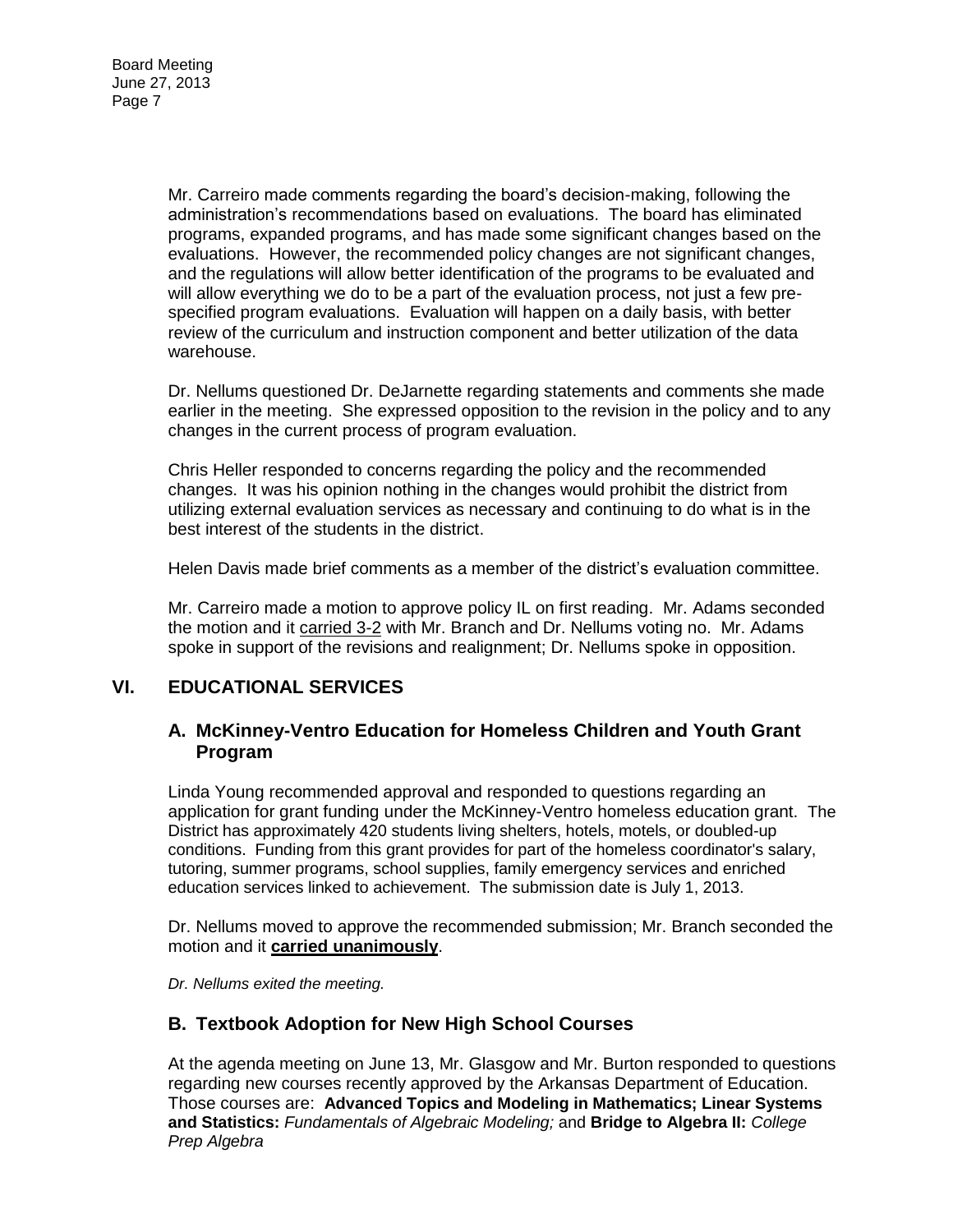Mr. Carreiro made comments regarding the board's decision-making, following the administration's recommendations based on evaluations. The board has eliminated programs, expanded programs, and has made some significant changes based on the evaluations. However, the recommended policy changes are not significant changes, and the regulations will allow better identification of the programs to be evaluated and will allow everything we do to be a part of the evaluation process, not just a few pre-specified program evaluations. Evaluation will happen on a daily basis, with better review of the curriculum and instruction component and better utilization of the data warehouse.

Dr. Nellums questioned Dr. DeJarnette regarding statements and comments she made earlier in the meeting. She expressed opposition to the revision in the policy and to any changes in the current process of program evaluation.

Chris Heller responded to concerns regarding the policy and the recommended changes. It was his opinion nothing in the changes would prohibit the district from utilizing external evaluation services as necessary and continuing to do what is in the best interest of the students in the district.

Helen Davis made brief comments as a member of the district's evaluation committee.

Mr. Carreiro made a motion to approve policy IL on first reading. Mr. Adams seconded the motion and it carried 3-2 with Mr. Branch and Dr. Nellums voting no. Mr. Adams spoke in support of the revisions and realignment; Dr. Nellums spoke in opposition.

## VI. EDUCATIONAL SERVICES

### A. McKinney-Ventro Education for Homeless Children and Youth Grant Program

Linda Young recommended approval and responded to questions regarding an application for grant funding under the McKinney-Ventro homeless education grant. The District has approximately 420 students living shelters, hotels, motels, or doubled-up conditions. Funding from this grant provides for part of the homeless coordinator's salary, tutoring, summer programs, school supplies, family emergency services and enriched education services linked to achievement. The submission date is July 1, 2013.

Dr. Nellums moved to approve the recommended submission; Mr. Branch seconded the motion and it **carried unanimously**.

*Dr. Nellums exited the meeting.*

### B. Textbook Adoption for New High School Courses

At the agenda meeting on June 13, Mr. Glasgow and Mr. Burton responded to questions regarding new courses recently approved by the Arkansas Department of Education. Those courses are: **Advanced Topics and Modeling in Mathematics; Linear Systems and Statistics:** *Fundamentals of Algebraic Modeling;* and **Bridge to Algebra II:** *College Prep Algebra*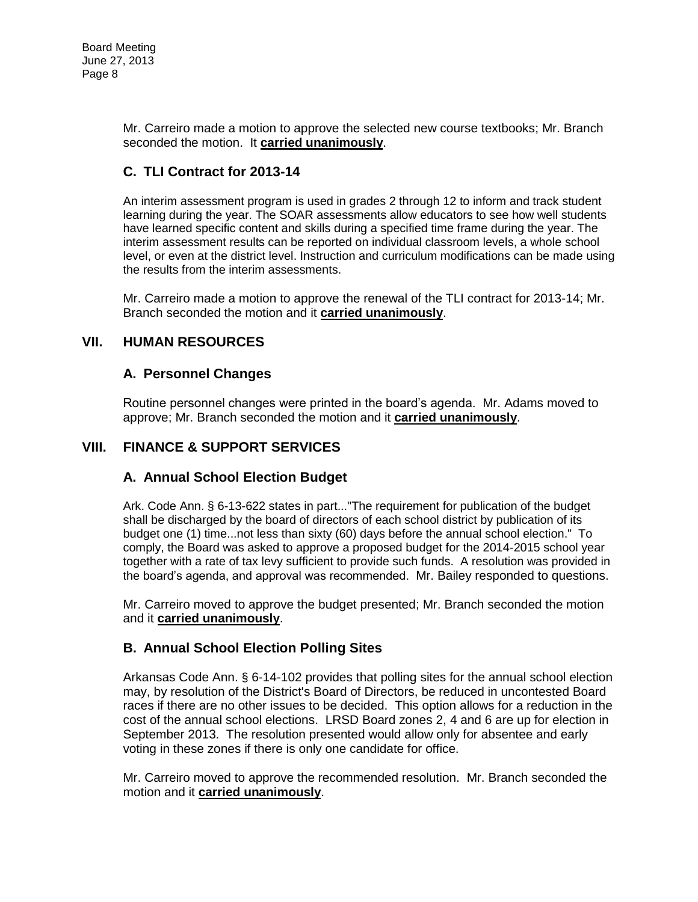Mr. Carreiro made a motion to approve the selected new course textbooks; Mr. Branch seconded the motion. It **carried unanimously**.

### C. TLI Contract for 2013-14

An interim assessment program is used in grades 2 through 12 to inform and track student learning during the year. The SOAR assessments allow educators to see how well students have learned specific content and skills during a specified time frame during the year. The interim assessment results can be reported on individual classroom levels, a whole school level, or even at the district level. Instruction and curriculum modifications can be made using the results from the interim assessments.

Mr. Carreiro made a motion to approve the renewal of the TLI contract for 2013-14; Mr. Branch seconded the motion and it **carried unanimously**.

## VII. HUMAN RESOURCES

### A. Personnel Changes

Routine personnel changes were printed in the board's agenda. Mr. Adams moved to approve; Mr. Branch seconded the motion and it **carried unanimously**.

## VIII. FINANCE & SUPPORT SERVICES

### A. Annual School Election Budget

Ark. Code Ann. § 6-13-622 states in part..."The requirement for publication of the budget shall be discharged by the board of directors of each school district by publication of its budget one (1) time...not less than sixty (60) days before the annual school election." To comply, the Board was asked to approve a proposed budget for the 2014-2015 school year together with a rate of tax levy sufficient to provide such funds. A resolution was provided in the board's agenda, and approval was recommended. Mr. Bailey responded to questions.

Mr. Carreiro moved to approve the budget presented; Mr. Branch seconded the motion and it **carried unanimously**.

### B. Annual School Election Polling Sites

Arkansas Code Ann. § 6-14-102 provides that polling sites for the annual school election may, by resolution of the District's Board of Directors, be reduced in uncontested Board races if there are no other issues to be decided. This option allows for a reduction in the cost of the annual school elections. LRSD Board zones 2, 4 and 6 are up for election in September 2013. The resolution presented would allow only for absentee and early voting in these zones if there is only one candidate for office.

Mr. Carreiro moved to approve the recommended resolution. Mr. Branch seconded the motion and it **carried unanimously**.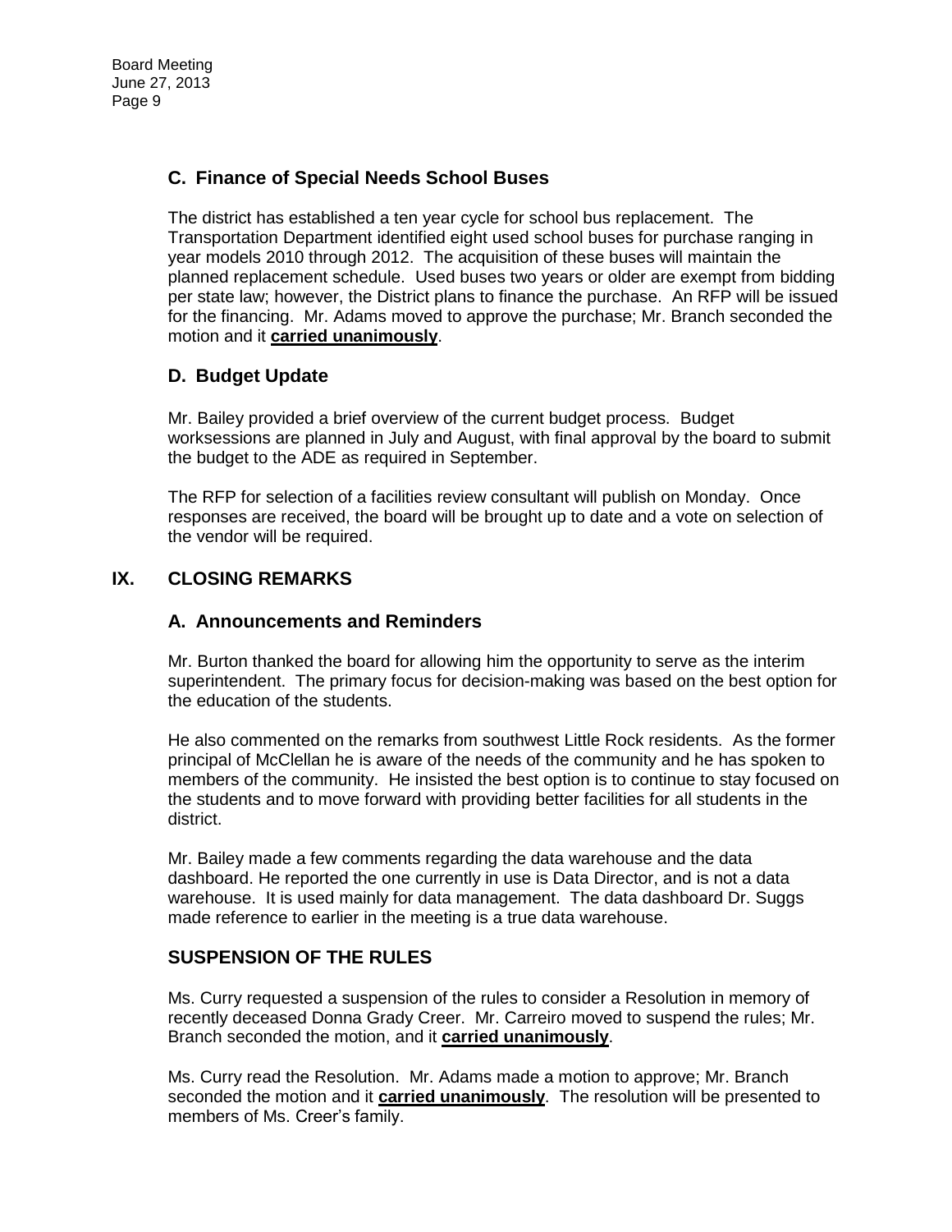### C. Finance of Special Needs School Buses

The district has established a ten year cycle for school bus replacement. The Transportation Department identified eight used school buses for purchase ranging in year models 2010 through 2012. The acquisition of these buses will maintain the planned replacement schedule. Used buses two years or older are exempt from bidding per state law; however, the District plans to finance the purchase. An RFP will be issued for the financing. Mr. Adams moved to approve the purchase; Mr. Branch seconded the motion and it **carried unanimously**.

### D. Budget Update

Mr. Bailey provided a brief overview of the current budget process. Budget worksessions are planned in July and August, with final approval by the board to submit the budget to the ADE as required in September.

The RFP for selection of a facilities review consultant will publish on Monday. Once responses are received, the board will be brought up to date and a vote on selection of the vendor will be required.

## IX. CLOSING REMARKS

### A. Announcements and Reminders

Mr. Burton thanked the board for allowing him the opportunity to serve as the interim superintendent. The primary focus for decision-making was based on the best option for the education of the students.

He also commented on the remarks from southwest Little Rock residents. As the former principal of McClellan he is aware of the needs of the community and he has spoken to members of the community. He insisted the best option is to continue to stay focused on the students and to move forward with providing better facilities for all students in the district.

Mr. Bailey made a few comments regarding the data warehouse and the data dashboard. He reported the one currently in use is Data Director, and is not a data warehouse. It is used mainly for data management. The data dashboard Dr. Suggs made reference to earlier in the meeting is a true data warehouse.

### SUSPENSION OF THE RULES

Ms. Curry requested a suspension of the rules to consider a Resolution in memory of recently deceased Donna Grady Creer. Mr. Carreiro moved to suspend the rules; Mr. Branch seconded the motion, and it **carried unanimously**.

Ms. Curry read the Resolution. Mr. Adams made a motion to approve; Mr. Branch seconded the motion and it **carried unanimously**. The resolution will be presented to members of Ms. Creer's family.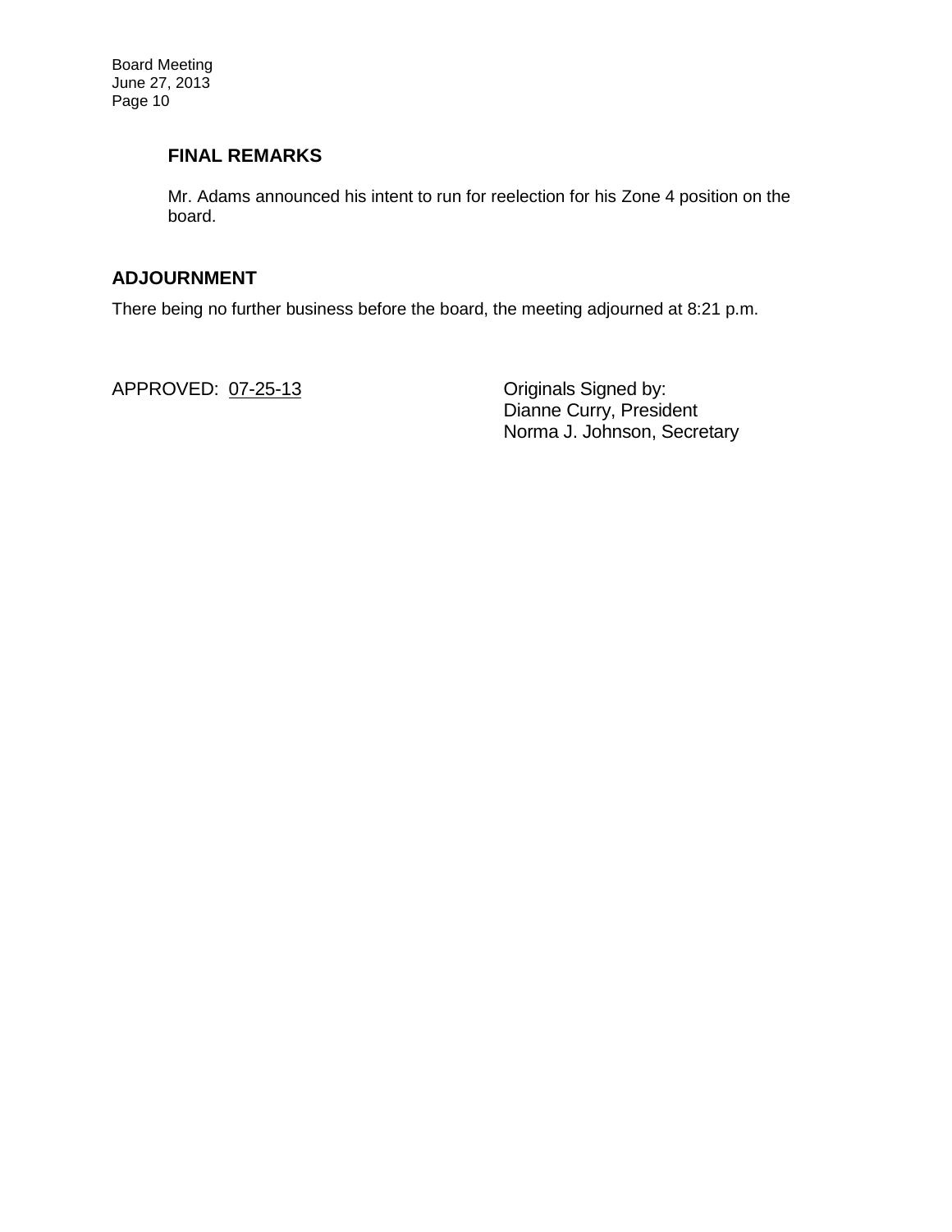### FINAL REMARKS

Mr. Adams announced his intent to run for reelection for his Zone 4 position on the board.

## ADJOURNMENT

There being no further business before the board, the meeting adjourned at 8:21 p.m.

APPROVED: 07-25-13

Originals Signed by:
Dianne Curry, President
Norma J. Johnson, Secretary